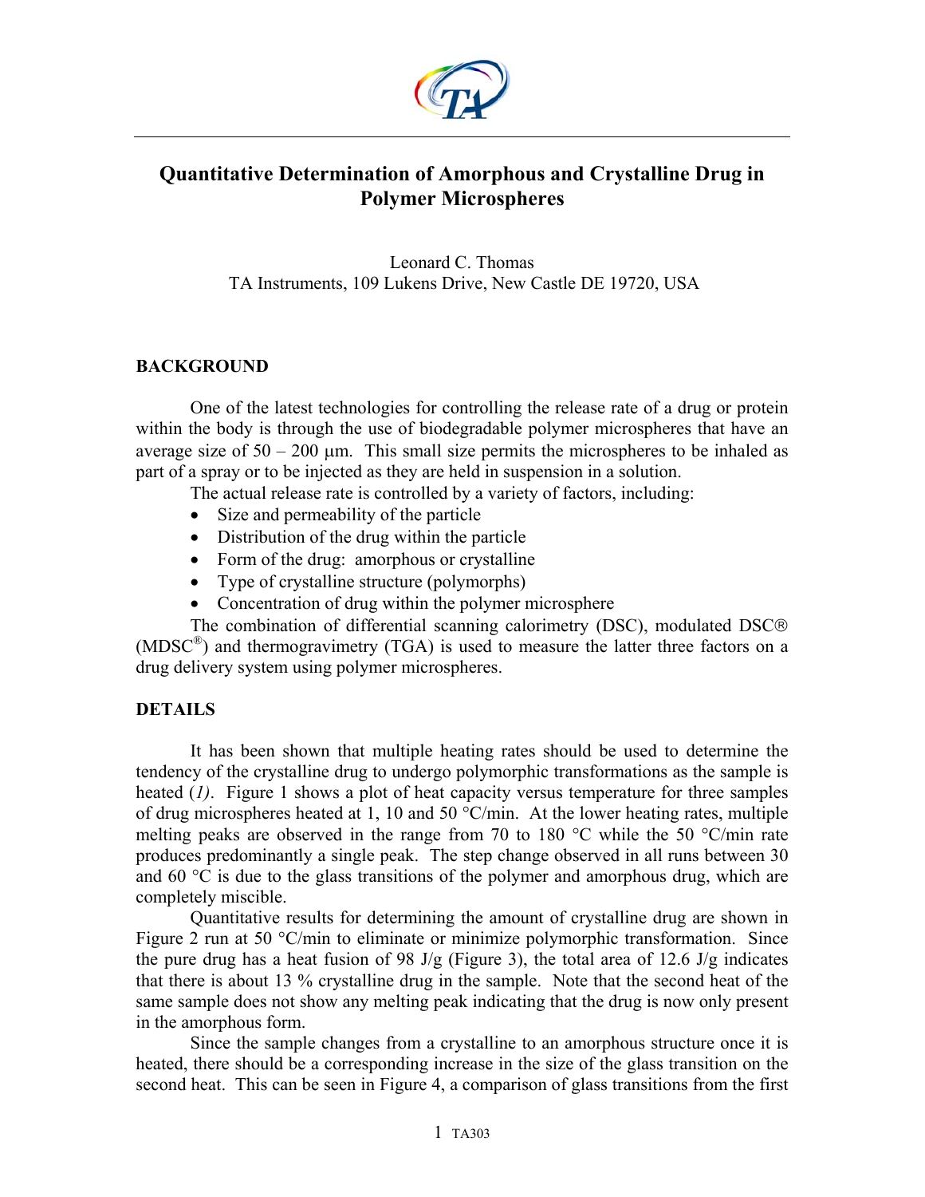# Quantitative Determination of Amorphous and Crystalline Drug in Polymer Microspheres

Leonard C. Thomas
TA Instruments, 109 Lukens Drive, New Castle DE 19720, USA

## BACKGROUND

One of the latest technologies for controlling the release rate of a drug or protein within the body is through the use of biodegradable polymer microspheres that have an average size of 50 – 200 μm. This small size permits the microspheres to be inhaled as part of a spray or to be injected as they are held in suspension in a solution.

The actual release rate is controlled by a variety of factors, including:

- Size and permeability of the particle
- Distribution of the drug within the particle
- Form of the drug: amorphous or crystalline
- Type of crystalline structure (polymorphs)
- Concentration of drug within the polymer microsphere

The combination of differential scanning calorimetry (DSC), modulated DSC® (MDSC®) and thermogravimetry (TGA) is used to measure the latter three factors on a drug delivery system using polymer microspheres.

## DETAILS

It has been shown that multiple heating rates should be used to determine the tendency of the crystalline drug to undergo polymorphic transformations as the sample is heated (*1*). Figure 1 shows a plot of heat capacity versus temperature for three samples of drug microspheres heated at 1, 10 and 50 °C/min. At the lower heating rates, multiple melting peaks are observed in the range from 70 to 180 °C while the 50 °C/min rate produces predominantly a single peak. The step change observed in all runs between 30 and 60 °C is due to the glass transitions of the polymer and amorphous drug, which are completely miscible.

Quantitative results for determining the amount of crystalline drug are shown in Figure 2 run at 50 °C/min to eliminate or minimize polymorphic transformation. Since the pure drug has a heat fusion of 98 J/g (Figure 3), the total area of 12.6 J/g indicates that there is about 13 % crystalline drug in the sample. Note that the second heat of the same sample does not show any melting peak indicating that the drug is now only present in the amorphous form.

Since the sample changes from a crystalline to an amorphous structure once it is heated, there should be a corresponding increase in the size of the glass transition on the second heat. This can be seen in Figure 4, a comparison of glass transitions from the first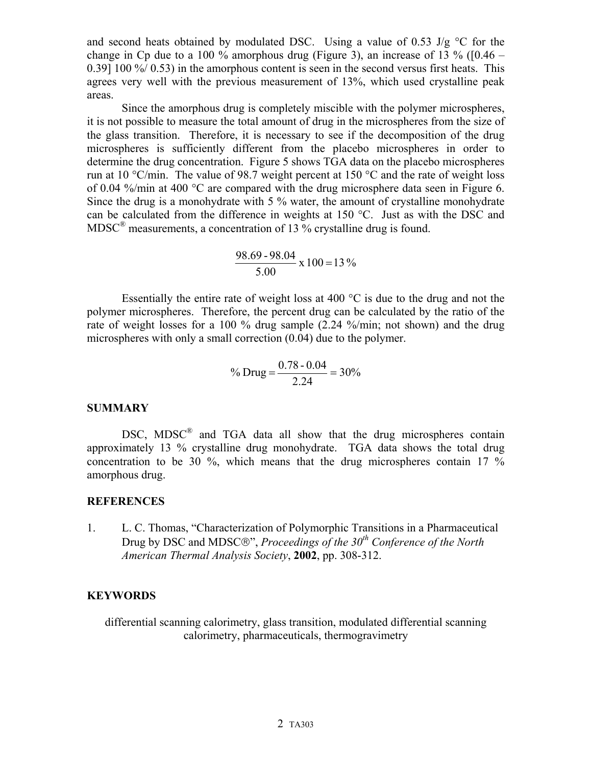and second heats obtained by modulated DSC. Using a value of 0.53 J/g °C for the change in Cp due to a 100 % amorphous drug (Figure 3), an increase of 13 % ([0.46 – 0.39] 100 %/ 0.53) in the amorphous content is seen in the second versus first heats. This agrees very well with the previous measurement of 13%, which used crystalline peak areas.

Since the amorphous drug is completely miscible with the polymer microspheres, it is not possible to measure the total amount of drug in the microspheres from the size of the glass transition. Therefore, it is necessary to see if the decomposition of the drug microspheres is sufficiently different from the placebo microspheres in order to determine the drug concentration. Figure 5 shows TGA data on the placebo microspheres run at 10 °C/min. The value of 98.7 weight percent at 150 °C and the rate of weight loss of 0.04 %/min at 400 °C are compared with the drug microsphere data seen in Figure 6. Since the drug is a monohydrate with 5 % water, the amount of crystalline monohydrate can be calculated from the difference in weights at 150 °C. Just as with the DSC and MDSC® measurements, a concentration of 13 % crystalline drug is found.

$$\frac{98.69 - 98.04}{5.00} \times 100 = 13\,\%$$

Essentially the entire rate of weight loss at 400 °C is due to the drug and not the polymer microspheres. Therefore, the percent drug can be calculated by the ratio of the rate of weight losses for a 100 % drug sample (2.24 %/min; not shown) and the drug microspheres with only a small correction (0.04) due to the polymer.

$$\%\ \text{Drug} = \frac{0.78 - 0.04}{2.24} = 30\%$$

## SUMMARY

DSC, MDSC® and TGA data all show that the drug microspheres contain approximately 13 % crystalline drug monohydrate. TGA data shows the total drug concentration to be 30 %, which means that the drug microspheres contain 17 % amorphous drug.

## REFERENCES

1. L. C. Thomas, "Characterization of Polymorphic Transitions in a Pharmaceutical Drug by DSC and MDSC®", *Proceedings of the 30th Conference of the North American Thermal Analysis Society*, **2002**, pp. 308-312.

## KEYWORDS

differential scanning calorimetry, glass transition, modulated differential scanning calorimetry, pharmaceuticals, thermogravimetry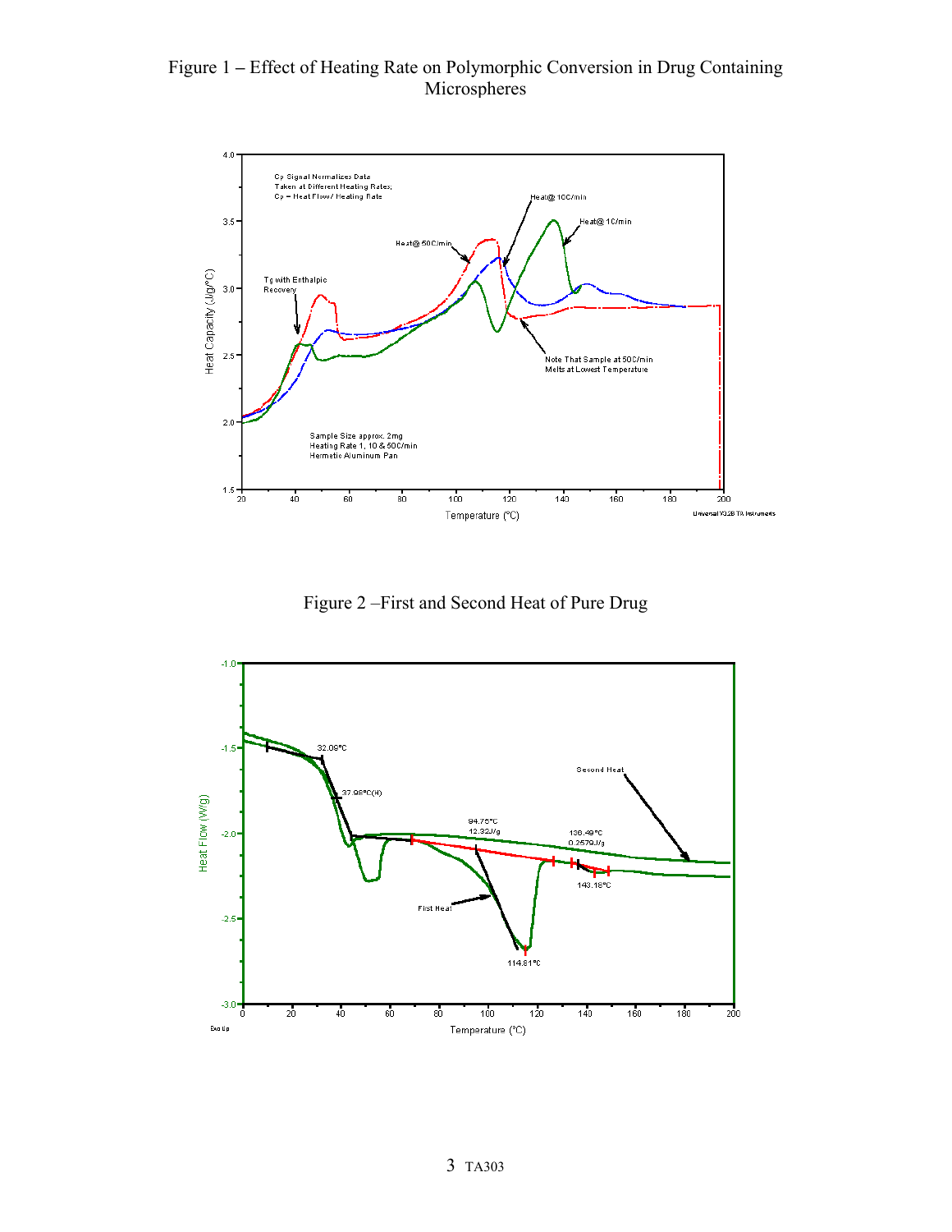Figure 1 – Effect of Heating Rate on Polymorphic Conversion in Drug Containing Microspheres

Figure 2 –First and Second Heat of Pure Drug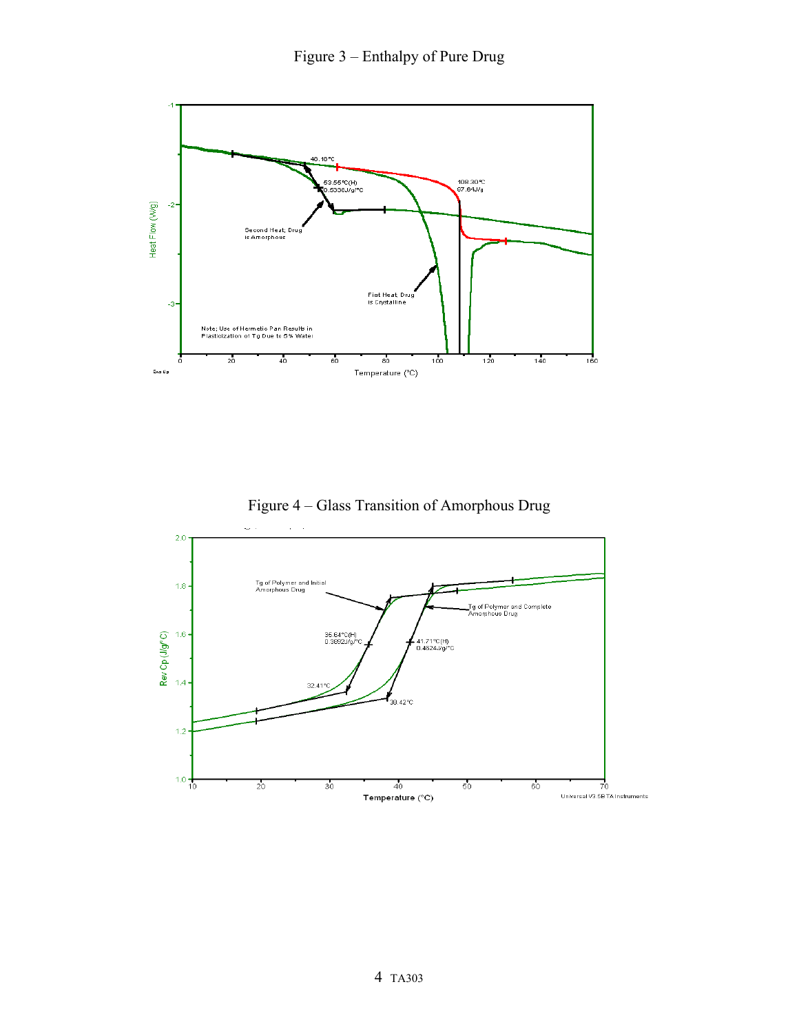Figure 3 – Enthalpy of Pure Drug

Figure 4 – Glass Transition of Amorphous Drug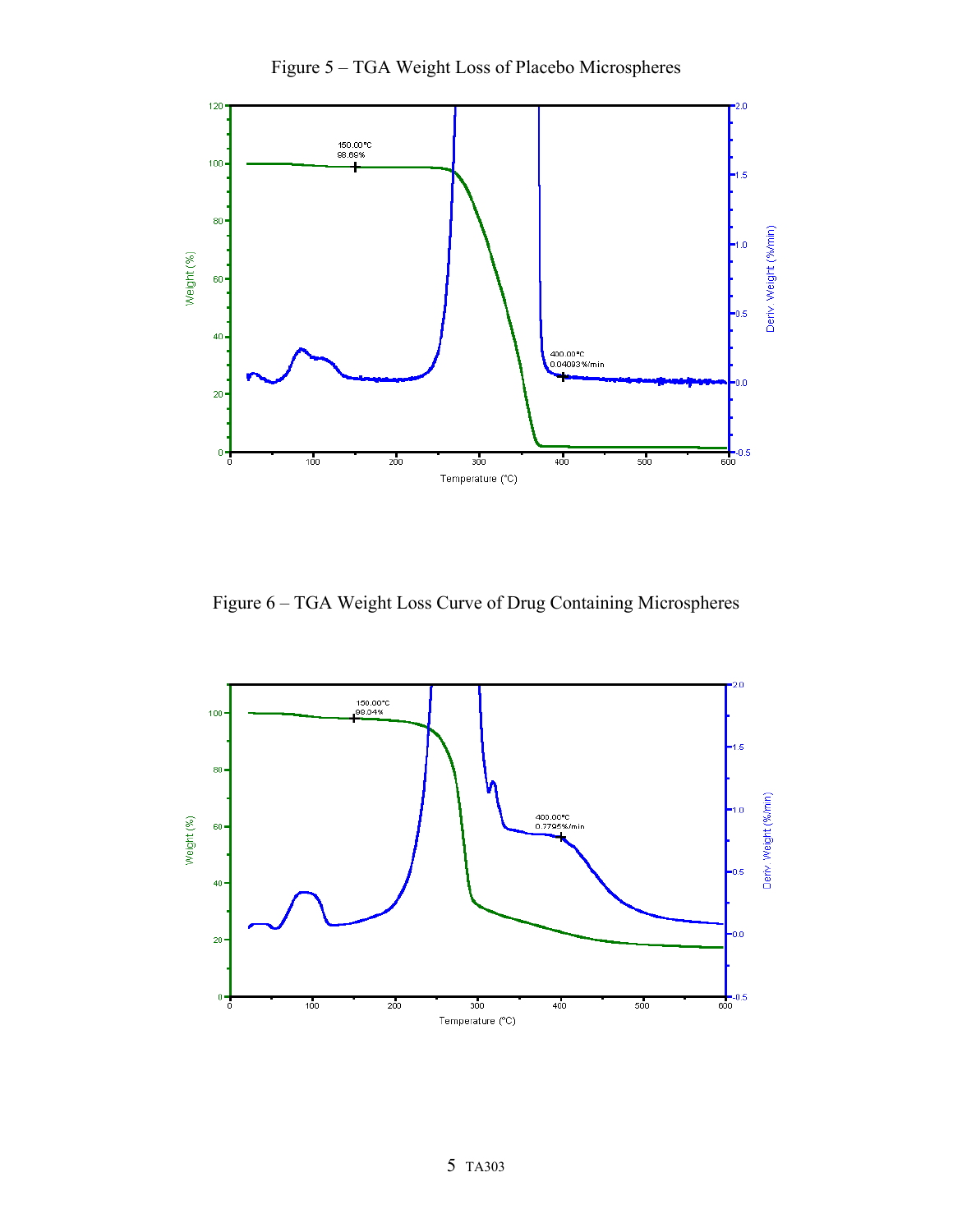Figure 5 – TGA Weight Loss of Placebo Microspheres

Figure 6 – TGA Weight Loss Curve of Drug Containing Microspheres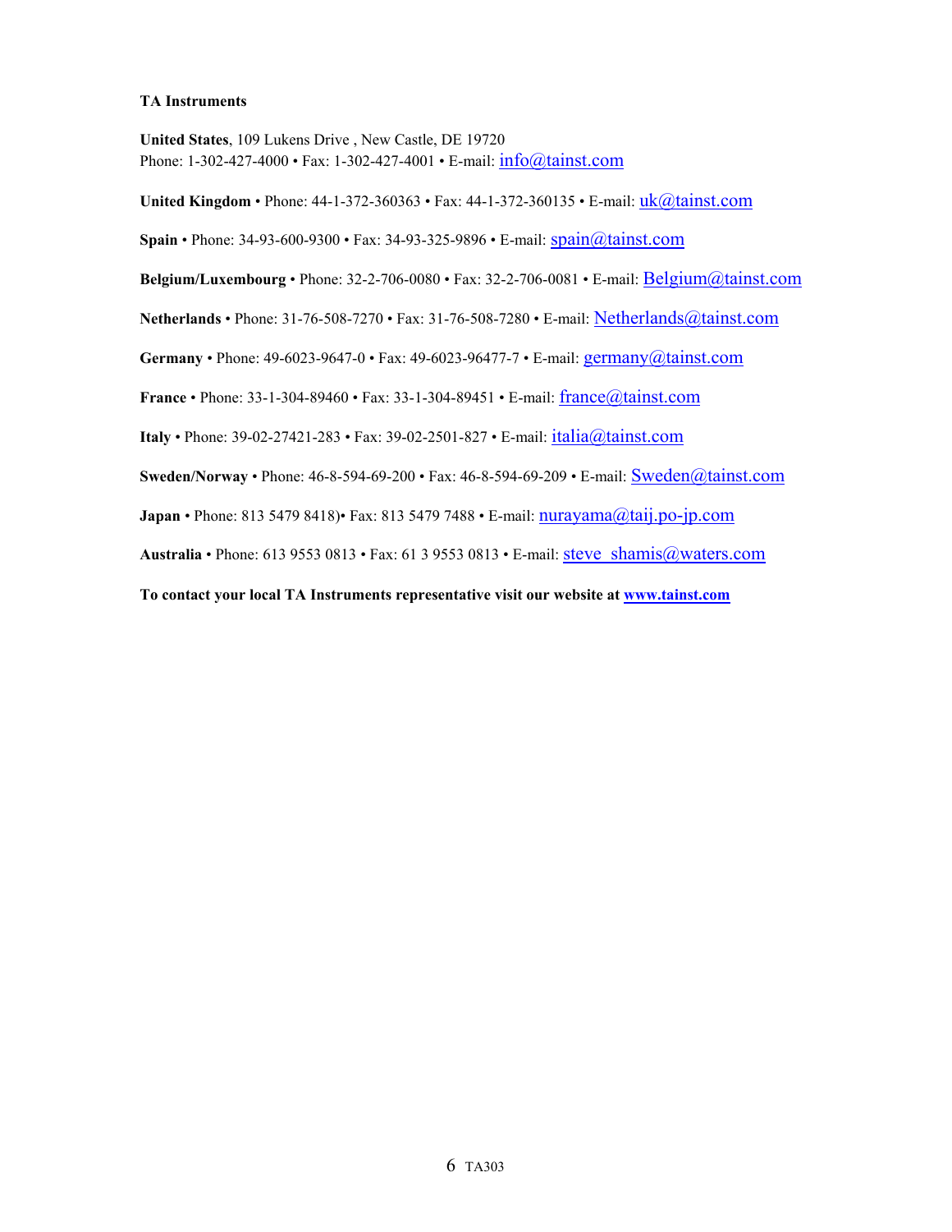**TA Instruments**

**United States**, 109 Lukens Drive , New Castle, DE 19720
Phone: 1-302-427-4000 • Fax: 1-302-427-4001 • E-mail: info@tainst.com

**United Kingdom** • Phone: 44-1-372-360363 • Fax: 44-1-372-360135 • E-mail: uk@tainst.com

**Spain** • Phone: 34-93-600-9300 • Fax: 34-93-325-9896 • E-mail: spain@tainst.com

**Belgium/Luxembourg** • Phone: 32-2-706-0080 • Fax: 32-2-706-0081 • E-mail: Belgium@tainst.com

**Netherlands** • Phone: 31-76-508-7270 • Fax: 31-76-508-7280 • E-mail: Netherlands@tainst.com

**Germany** • Phone: 49-6023-9647-0 • Fax: 49-6023-96477-7 • E-mail: germany@tainst.com

**France** • Phone: 33-1-304-89460 • Fax: 33-1-304-89451 • E-mail: france@tainst.com

**Italy** • Phone: 39-02-27421-283 • Fax: 39-02-2501-827 • E-mail: italia@tainst.com

**Sweden/Norway** • Phone: 46-8-594-69-200 • Fax: 46-8-594-69-209 • E-mail: Sweden@tainst.com

**Japan** • Phone: 813 5479 8418)• Fax: 813 5479 7488 • E-mail: nurayama@taij.po-jp.com

**Australia** • Phone: 613 9553 0813 • Fax: 61 3 9553 0813 • E-mail: steve_shamis@waters.com

**To contact your local TA Instruments representative visit our website at www.tainst.com**